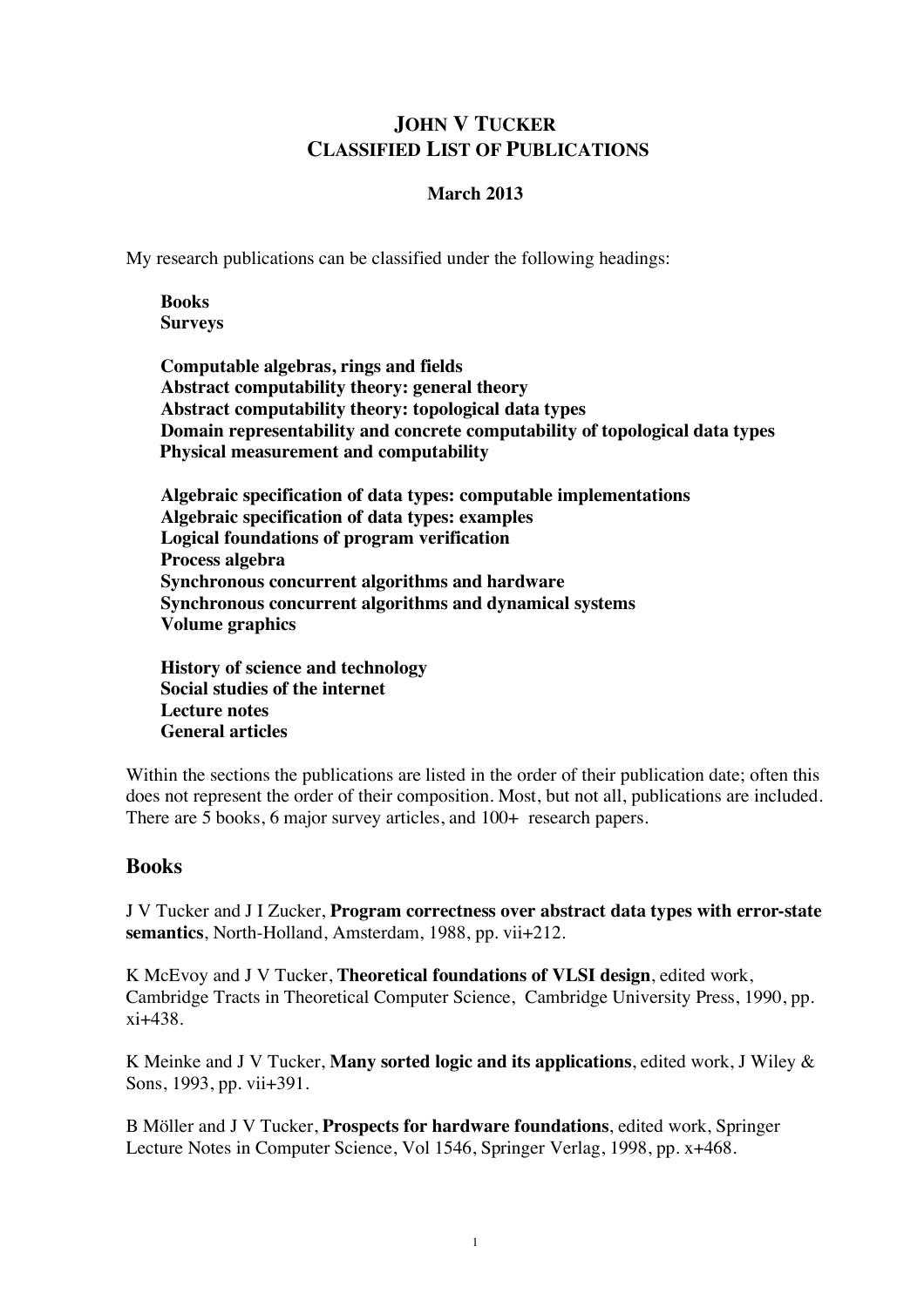# JOHN V TUCKER
# CLASSIFIED LIST OF PUBLICATIONS

**March 2013**

My research publications can be classified under the following headings:

**Books**
**Surveys**

**Computable algebras, rings and fields**
**Abstract computability theory: general theory**
**Abstract computability theory: topological data types**
**Domain representability and concrete computability of topological data types**
**Physical measurement and computability**

**Algebraic specification of data types: computable implementations**
**Algebraic specification of data types: examples**
**Logical foundations of program verification**
**Process algebra**
**Synchronous concurrent algorithms and hardware**
**Synchronous concurrent algorithms and dynamical systems**
**Volume graphics**

**History of science and technology**
**Social studies of the internet**
**Lecture notes**
**General articles**

Within the sections the publications are listed in the order of their publication date; often this does not represent the order of their composition. Most, but not all, publications are included. There are 5 books, 6 major survey articles, and 100+ research papers.

## Books

J V Tucker and J I Zucker, **Program correctness over abstract data types with error-state semantics**, North-Holland, Amsterdam, 1988, pp. vii+212.

K McEvoy and J V Tucker, **Theoretical foundations of VLSI design**, edited work, Cambridge Tracts in Theoretical Computer Science, Cambridge University Press, 1990, pp. xi+438.

K Meinke and J V Tucker, **Many sorted logic and its applications**, edited work, J Wiley & Sons, 1993, pp. vii+391.

B Möller and J V Tucker, **Prospects for hardware foundations**, edited work, Springer Lecture Notes in Computer Science, Vol 1546, Springer Verlag, 1998, pp. x+468.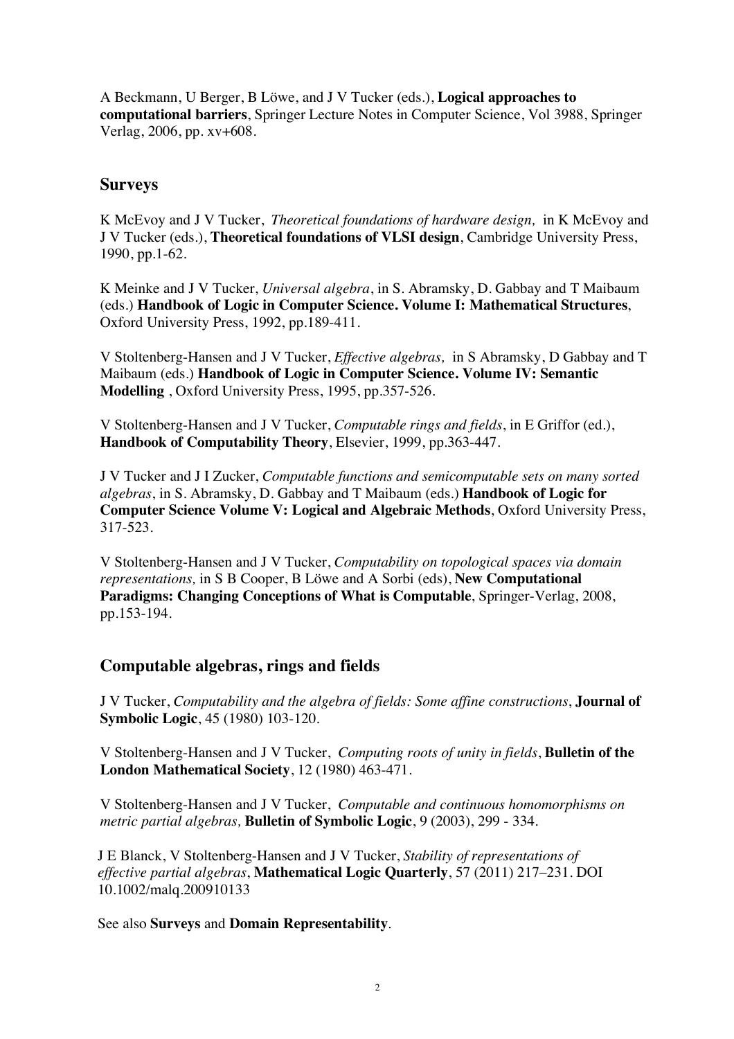A Beckmann, U Berger, B Löwe, and J V Tucker (eds.), **Logical approaches to computational barriers**, Springer Lecture Notes in Computer Science, Vol 3988, Springer Verlag, 2006, pp. xv+608.

## Surveys

K McEvoy and J V Tucker, *Theoretical foundations of hardware design,* in K McEvoy and J V Tucker (eds.), **Theoretical foundations of VLSI design**, Cambridge University Press, 1990, pp.1-62.

K Meinke and J V Tucker, *Universal algebra*, in S. Abramsky, D. Gabbay and T Maibaum (eds.) **Handbook of Logic in Computer Science. Volume I: Mathematical Structures**, Oxford University Press, 1992, pp.189-411.

V Stoltenberg-Hansen and J V Tucker, *Effective algebras,* in S Abramsky, D Gabbay and T Maibaum (eds.) **Handbook of Logic in Computer Science. Volume IV: Semantic Modelling** , Oxford University Press, 1995, pp.357-526.

V Stoltenberg-Hansen and J V Tucker, *Computable rings and fields*, in E Griffor (ed.), **Handbook of Computability Theory**, Elsevier, 1999, pp.363-447.

J V Tucker and J I Zucker, *Computable functions and semicomputable sets on many sorted algebras*, in S. Abramsky, D. Gabbay and T Maibaum (eds.) **Handbook of Logic for Computer Science Volume V: Logical and Algebraic Methods**, Oxford University Press, 317-523.

V Stoltenberg-Hansen and J V Tucker, *Computability on topological spaces via domain representations,* in S B Cooper, B Löwe and A Sorbi (eds), **New Computational Paradigms: Changing Conceptions of What is Computable**, Springer-Verlag, 2008, pp.153-194.

## Computable algebras, rings and fields

J V Tucker, *Computability and the algebra of fields: Some affine constructions*, **Journal of Symbolic Logic**, 45 (1980) 103-120.

V Stoltenberg-Hansen and J V Tucker, *Computing roots of unity in fields*, **Bulletin of the London Mathematical Society**, 12 (1980) 463-471.

V Stoltenberg-Hansen and J V Tucker, *Computable and continuous homomorphisms on metric partial algebras,* **Bulletin of Symbolic Logic**, 9 (2003), 299 - 334.

J E Blanck, V Stoltenberg-Hansen and J V Tucker, *Stability of representations of effective partial algebras*, **Mathematical Logic Quarterly**, 57 (2011) 217–231. DOI 10.1002/malq.200910133

See also **Surveys** and **Domain Representability**.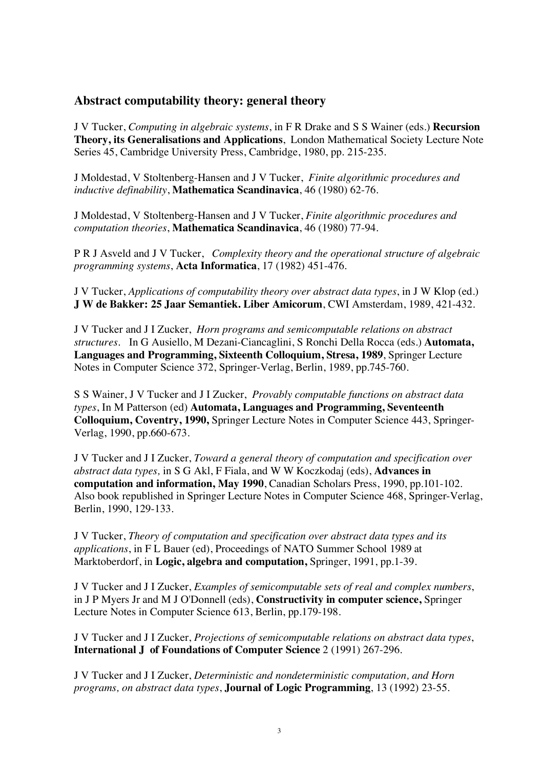## Abstract computability theory: general theory

J V Tucker, *Computing in algebraic systems*, in F R Drake and S S Wainer (eds.) **Recursion Theory, its Generalisations and Applications**, London Mathematical Society Lecture Note Series 45, Cambridge University Press, Cambridge, 1980, pp. 215-235.

J Moldestad, V Stoltenberg-Hansen and J V Tucker, *Finite algorithmic procedures and inductive definability*, **Mathematica Scandinavica**, 46 (1980) 62-76.

J Moldestad, V Stoltenberg-Hansen and J V Tucker, *Finite algorithmic procedures and computation theories*, **Mathematica Scandinavica**, 46 (1980) 77-94.

P R J Asveld and J V Tucker, *Complexity theory and the operational structure of algebraic programming systems*, **Acta Informatica**, 17 (1982) 451-476.

J V Tucker, *Applications of computability theory over abstract data types*, in J W Klop (ed.) **J W de Bakker: 25 Jaar Semantiek. Liber Amicorum**, CWI Amsterdam, 1989, 421-432.

J V Tucker and J I Zucker, *Horn programs and semicomputable relations on abstract structures*. In G Ausiello, M Dezani-Ciancaglini, S Ronchi Della Rocca (eds.) **Automata, Languages and Programming, Sixteenth Colloquium, Stresa, 1989**, Springer Lecture Notes in Computer Science 372, Springer-Verlag, Berlin, 1989, pp.745-760.

S S Wainer, J V Tucker and J I Zucker, *Provably computable functions on abstract data types*, In M Patterson (ed) **Automata, Languages and Programming, Seventeenth Colloquium, Coventry, 1990,** Springer Lecture Notes in Computer Science 443, Springer-Verlag, 1990, pp.660-673.

J V Tucker and J I Zucker, *Toward a general theory of computation and specification over abstract data types,* in S G Akl, F Fiala, and W W Koczkodaj (eds), **Advances in computation and information, May 1990**, Canadian Scholars Press, 1990, pp.101-102. Also book republished in Springer Lecture Notes in Computer Science 468, Springer-Verlag, Berlin, 1990, 129-133.

J V Tucker, *Theory of computation and specification over abstract data types and its applications*, in F L Bauer (ed), Proceedings of NATO Summer School 1989 at Marktoberdorf, in **Logic, algebra and computation,** Springer, 1991, pp.1-39.

J V Tucker and J I Zucker, *Examples of semicomputable sets of real and complex numbers*, in J P Myers Jr and M J O'Donnell (eds), **Constructivity in computer science,** Springer Lecture Notes in Computer Science 613, Berlin, pp.179-198.

J V Tucker and J I Zucker, *Projections of semicomputable relations on abstract data types*, **International J of Foundations of Computer Science** 2 (1991) 267-296.

J V Tucker and J I Zucker, *Deterministic and nondeterministic computation, and Horn programs, on abstract data types*, **Journal of Logic Programming**, 13 (1992) 23-55.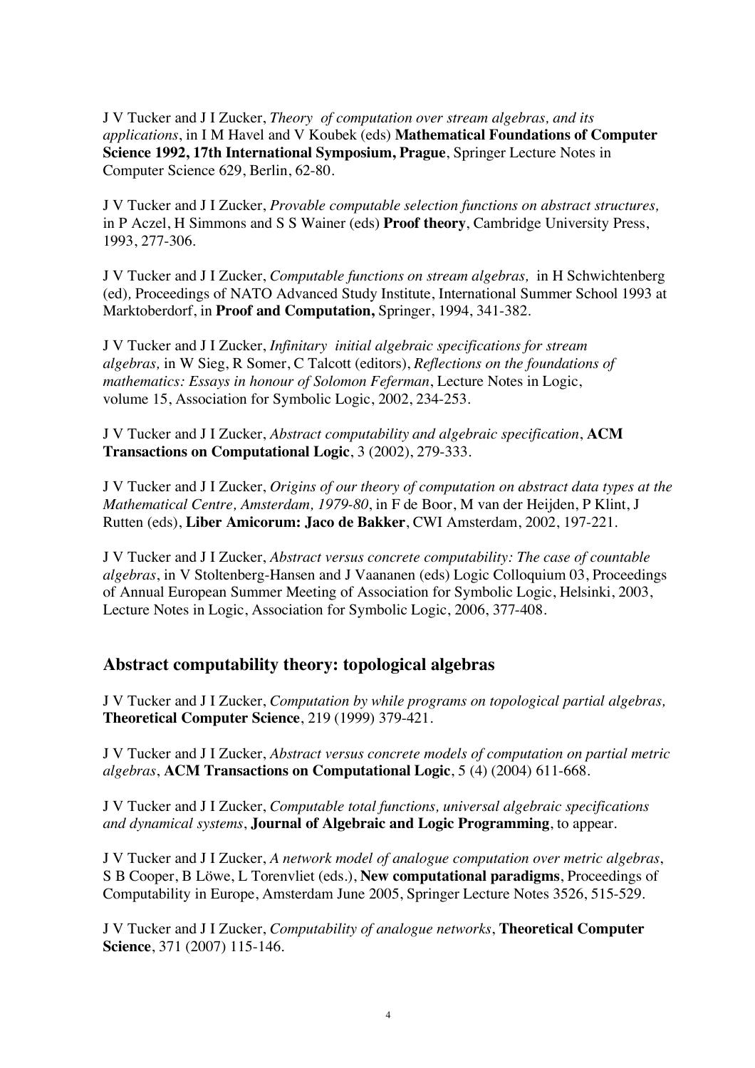J V Tucker and J I Zucker, *Theory of computation over stream algebras, and its applications*, in I M Havel and V Koubek (eds) **Mathematical Foundations of Computer Science 1992, 17th International Symposium, Prague**, Springer Lecture Notes in Computer Science 629, Berlin, 62-80.

J V Tucker and J I Zucker, *Provable computable selection functions on abstract structures,* in P Aczel, H Simmons and S S Wainer (eds) **Proof theory**, Cambridge University Press, 1993, 277-306.

J V Tucker and J I Zucker, *Computable functions on stream algebras,* in H Schwichtenberg (ed)*,* Proceedings of NATO Advanced Study Institute, International Summer School 1993 at Marktoberdorf, in **Proof and Computation,** Springer, 1994, 341-382.

J V Tucker and J I Zucker, *Infinitary initial algebraic specifications for stream algebras,* in W Sieg, R Somer, C Talcott (editors), *Reflections on the foundations of mathematics: Essays in honour of Solomon Feferman*, Lecture Notes in Logic, volume 15, Association for Symbolic Logic, 2002, 234-253.

J V Tucker and J I Zucker, *Abstract computability and algebraic specification*, **ACM Transactions on Computational Logic**, 3 (2002), 279-333.

J V Tucker and J I Zucker, *Origins of our theory of computation on abstract data types at the Mathematical Centre, Amsterdam, 1979-80*, in F de Boor, M van der Heijden, P Klint, J Rutten (eds), **Liber Amicorum: Jaco de Bakker**, CWI Amsterdam, 2002, 197-221.

J V Tucker and J I Zucker, *Abstract versus concrete computability: The case of countable algebras*, in V Stoltenberg-Hansen and J Vaananen (eds) Logic Colloquium 03, Proceedings of Annual European Summer Meeting of Association for Symbolic Logic, Helsinki, 2003, Lecture Notes in Logic, Association for Symbolic Logic, 2006, 377-408.

## Abstract computability theory: topological algebras

J V Tucker and J I Zucker, *Computation by while programs on topological partial algebras,* **Theoretical Computer Science**, 219 (1999) 379-421.

J V Tucker and J I Zucker, *Abstract versus concrete models of computation on partial metric algebras*, **ACM Transactions on Computational Logic**, 5 (4) (2004) 611-668.

J V Tucker and J I Zucker, *Computable total functions, universal algebraic specifications and dynamical systems*, **Journal of Algebraic and Logic Programming**, to appear.

J V Tucker and J I Zucker, *A network model of analogue computation over metric algebras*, S B Cooper, B Löwe, L Torenvliet (eds.), **New computational paradigms**, Proceedings of Computability in Europe, Amsterdam June 2005, Springer Lecture Notes 3526, 515-529.

J V Tucker and J I Zucker, *Computability of analogue networks*, **Theoretical Computer Science**, 371 (2007) 115-146.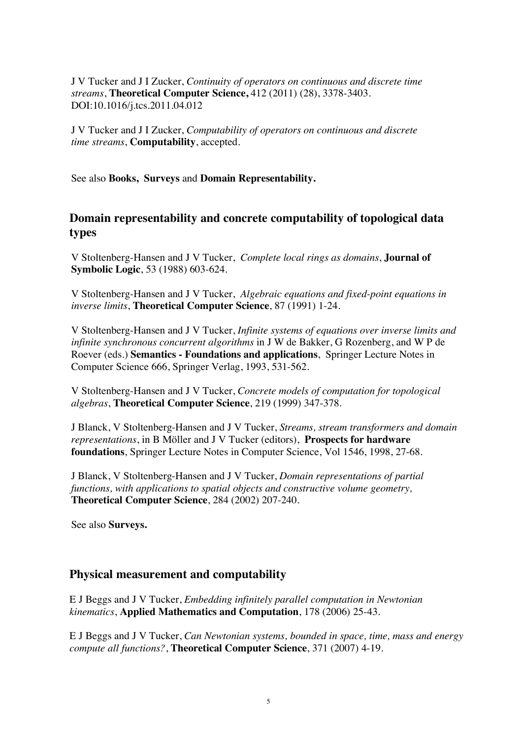J V Tucker and J I Zucker, *Continuity of operators on continuous and discrete time streams*, **Theoretical Computer Science,** 412 (2011) (28), 3378-3403. DOI:10.1016/j.tcs.2011.04.012

J V Tucker and J I Zucker, *Computability of operators on continuous and discrete time streams*, **Computability**, accepted.

See also **Books, Surveys** and **Domain Representability.**

## Domain representability and concrete computability of topological data types

V Stoltenberg-Hansen and J V Tucker, *Complete local rings as domains*, **Journal of Symbolic Logic**, 53 (1988) 603-624.

V Stoltenberg-Hansen and J V Tucker, *Algebraic equations and fixed-point equations in inverse limits*, **Theoretical Computer Science**, 87 (1991) 1-24.

V Stoltenberg-Hansen and J V Tucker, *Infinite systems of equations over inverse limits and infinite synchronous concurrent algorithms* in J W de Bakker, G Rozenberg, and W P de Roever (eds.) **Semantics - Foundations and applications**, Springer Lecture Notes in Computer Science 666, Springer Verlag, 1993, 531-562.

V Stoltenberg-Hansen and J V Tucker, *Concrete models of computation for topological algebras*, **Theoretical Computer Science**, 219 (1999) 347-378.

J Blanck, V Stoltenberg-Hansen and J V Tucker, *Streams, stream transformers and domain representations*, in B Möller and J V Tucker (editors), **Prospects for hardware foundations**, Springer Lecture Notes in Computer Science, Vol 1546, 1998, 27-68.

J Blanck, V Stoltenberg-Hansen and J V Tucker, *Domain representations of partial functions, with applications to spatial objects and constructive volume geometry,* **Theoretical Computer Science**, 284 (2002) 207-240.

See also **Surveys.**

## Physical measurement and computability

E J Beggs and J V Tucker, *Embedding infinitely parallel computation in Newtonian kinematics*, **Applied Mathematics and Computation**, 178 (2006) 25-43.

E J Beggs and J V Tucker, *Can Newtonian systems, bounded in space, time, mass and energy compute all functions?*, **Theoretical Computer Science**, 371 (2007) 4-19.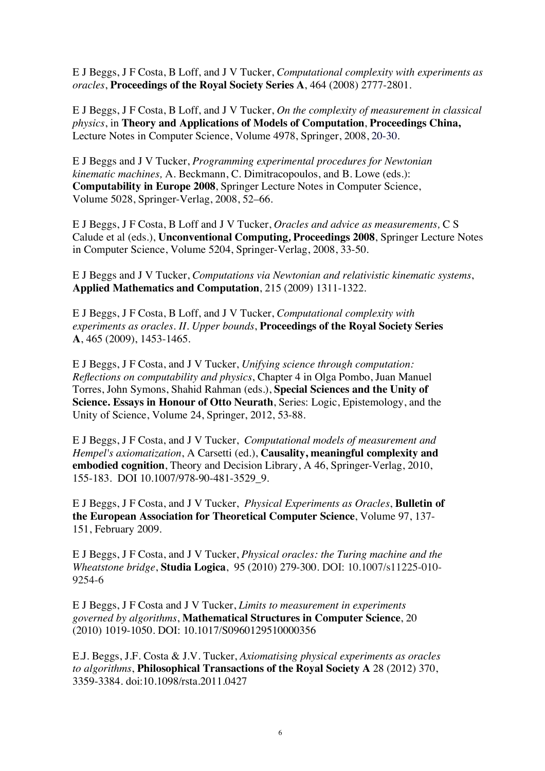E J Beggs, J F Costa, B Loff, and J V Tucker, *Computational complexity with experiments as oracles*, **Proceedings of the Royal Society Series A**, 464 (2008) 2777-2801.

E J Beggs, J F Costa, B Loff, and J V Tucker, *On the complexity of measurement in classical physics*, in **Theory and Applications of Models of Computation**, **Proceedings China,** Lecture Notes in Computer Science, Volume 4978, Springer, 2008, 20-30.

E J Beggs and J V Tucker, *Programming experimental procedures for Newtonian kinematic machines,* A. Beckmann, C. Dimitracopoulos, and B. Lowe (eds.): **Computability in Europe 2008**, Springer Lecture Notes in Computer Science, Volume 5028, Springer-Verlag, 2008, 52–66.

E J Beggs, J F Costa, B Loff and J V Tucker, *Oracles and advice as measurements,* C S Calude et al (eds.), **Unconventional Computing, Proceedings 2008**, Springer Lecture Notes in Computer Science, Volume 5204, Springer-Verlag, 2008, 33-50.

E J Beggs and J V Tucker, *Computations via Newtonian and relativistic kinematic systems*, **Applied Mathematics and Computation**, 215 (2009) 1311-1322.

E J Beggs, J F Costa, B Loff, and J V Tucker, *Computational complexity with experiments as oracles. II. Upper bounds*, **Proceedings of the Royal Society Series A**, 465 (2009), 1453-1465.

E J Beggs, J F Costa, and J V Tucker, *Unifying science through computation: Reflections on computability and physics*, Chapter 4 in Olga Pombo, Juan Manuel Torres, John Symons, Shahid Rahman (eds.), **Special Sciences and the Unity of Science. Essays in Honour of Otto Neurath**, Series: Logic, Epistemology, and the Unity of Science, Volume 24, Springer, 2012, 53-88.

E J Beggs, J F Costa, and J V Tucker, *Computational models of measurement and Hempel's axiomatization*, A Carsetti (ed.), **Causality, meaningful complexity and embodied cognition**, Theory and Decision Library, A 46, Springer-Verlag, 2010, 155-183. DOI 10.1007/978-90-481-3529_9.

E J Beggs, J F Costa, and J V Tucker, *Physical Experiments as Oracles*, **Bulletin of the European Association for Theoretical Computer Science**, Volume 97, 137-151, February 2009.

E J Beggs, J F Costa, and J V Tucker, *Physical oracles: the Turing machine and the Wheatstone bridge*, **Studia Logica**, 95 (2010) 279-300. DOI: 10.1007/s11225-010-9254-6

E J Beggs, J F Costa and J V Tucker, *Limits to measurement in experiments governed by algorithms*, **Mathematical Structures in Computer Science**, 20 (2010) 1019-1050. DOI: 10.1017/S0960129510000356

E.J. Beggs, J.F. Costa & J.V. Tucker, *Axiomatising physical experiments as oracles to algorithms*, **Philosophical Transactions of the Royal Society A** 28 (2012) 370, 3359-3384. doi:10.1098/rsta.2011.0427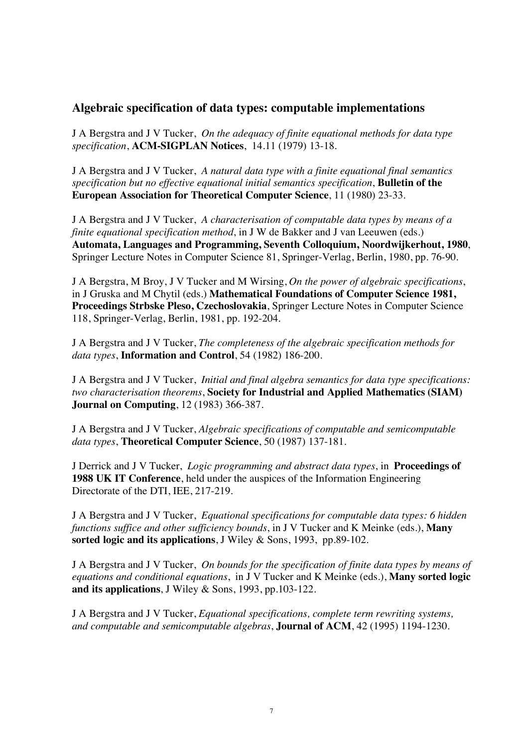## Algebraic specification of data types: computable implementations

J A Bergstra and J V Tucker, *On the adequacy of finite equational methods for data type specification*, **ACM-SIGPLAN Notices**, 14.11 (1979) 13-18.

J A Bergstra and J V Tucker, *A natural data type with a finite equational final semantics specification but no effective equational initial semantics specification*, **Bulletin of the European Association for Theoretical Computer Science**, 11 (1980) 23-33.

J A Bergstra and J V Tucker, *A characterisation of computable data types by means of a finite equational specification method*, in J W de Bakker and J van Leeuwen (eds.) **Automata, Languages and Programming, Seventh Colloquium, Noordwijkerhout, 1980**, Springer Lecture Notes in Computer Science 81, Springer-Verlag, Berlin, 1980, pp. 76-90.

J A Bergstra, M Broy, J V Tucker and M Wirsing, *On the power of algebraic specifications*, in J Gruska and M Chytil (eds.) **Mathematical Foundations of Computer Science 1981, Proceedings Strbske Pleso, Czechoslovakia**, Springer Lecture Notes in Computer Science 118, Springer-Verlag, Berlin, 1981, pp. 192-204.

J A Bergstra and J V Tucker, *The completeness of the algebraic specification methods for data types*, **Information and Control**, 54 (1982) 186-200.

J A Bergstra and J V Tucker, *Initial and final algebra semantics for data type specifications: two characterisation theorems*, **Society for Industrial and Applied Mathematics (SIAM) Journal on Computing**, 12 (1983) 366-387.

J A Bergstra and J V Tucker, *Algebraic specifications of computable and semicomputable data types*, **Theoretical Computer Science**, 50 (1987) 137-181.

J Derrick and J V Tucker, *Logic programming and abstract data types*, in **Proceedings of 1988 UK IT Conference**, held under the auspices of the Information Engineering Directorate of the DTI, IEE, 217-219.

J A Bergstra and J V Tucker, *Equational specifications for computable data types: 6 hidden functions suffice and other sufficiency bounds*, in J V Tucker and K Meinke (eds.), **Many sorted logic and its applications**, J Wiley & Sons, 1993, pp.89-102.

J A Bergstra and J V Tucker, *On bounds for the specification of finite data types by means of equations and conditional equations*, in J V Tucker and K Meinke (eds.), **Many sorted logic and its applications**, J Wiley & Sons, 1993, pp.103-122.

J A Bergstra and J V Tucker, *Equational specifications, complete term rewriting systems, and computable and semicomputable algebras*, **Journal of ACM**, 42 (1995) 1194-1230.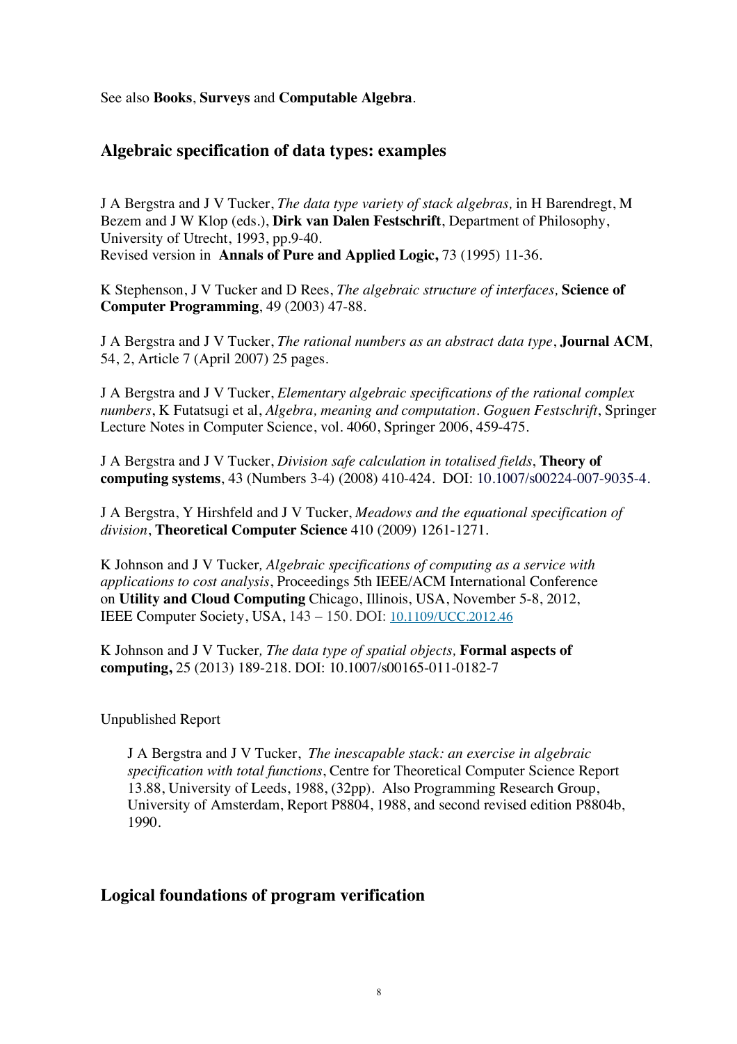See also **Books**, **Surveys** and **Computable Algebra**.

## Algebraic specification of data types: examples

J A Bergstra and J V Tucker, *The data type variety of stack algebras,* in H Barendregt, M Bezem and J W Klop (eds.), **Dirk van Dalen Festschrift**, Department of Philosophy, University of Utrecht, 1993, pp.9-40.
Revised version in **Annals of Pure and Applied Logic,** 73 (1995) 11-36.

K Stephenson, J V Tucker and D Rees, *The algebraic structure of interfaces,* **Science of Computer Programming**, 49 (2003) 47-88.

J A Bergstra and J V Tucker, *The rational numbers as an abstract data type*, **Journal ACM**, 54, 2, Article 7 (April 2007) 25 pages.

J A Bergstra and J V Tucker, *Elementary algebraic specifications of the rational complex numbers*, K Futatsugi et al, *Algebra, meaning and computation. Goguen Festschrift*, Springer Lecture Notes in Computer Science, vol. 4060, Springer 2006, 459-475.

J A Bergstra and J V Tucker, *Division safe calculation in totalised fields*, **Theory of computing systems**, 43 (Numbers 3-4) (2008) 410-424. DOI: 10.1007/s00224-007-9035-4.

J A Bergstra, Y Hirshfeld and J V Tucker, *Meadows and the equational specification of division*, **Theoretical Computer Science** 410 (2009) 1261-1271.

K Johnson and J V Tucker*, Algebraic specifications of computing as a service with applications to cost analysis*, Proceedings 5th IEEE/ACM International Conference on **Utility and Cloud Computing** Chicago, Illinois, USA, November 5-8, 2012, IEEE Computer Society, USA, 143 – 150. DOI: 10.1109/UCC.2012.46

K Johnson and J V Tucker*, The data type of spatial objects,* **Formal aspects of computing,** 25 (2013) 189-218. DOI: 10.1007/s00165-011-0182-7

Unpublished Report

J A Bergstra and J V Tucker, *The inescapable stack: an exercise in algebraic specification with total functions*, Centre for Theoretical Computer Science Report 13.88, University of Leeds, 1988, (32pp). Also Programming Research Group, University of Amsterdam, Report P8804, 1988, and second revised edition P8804b, 1990.

## Logical foundations of program verification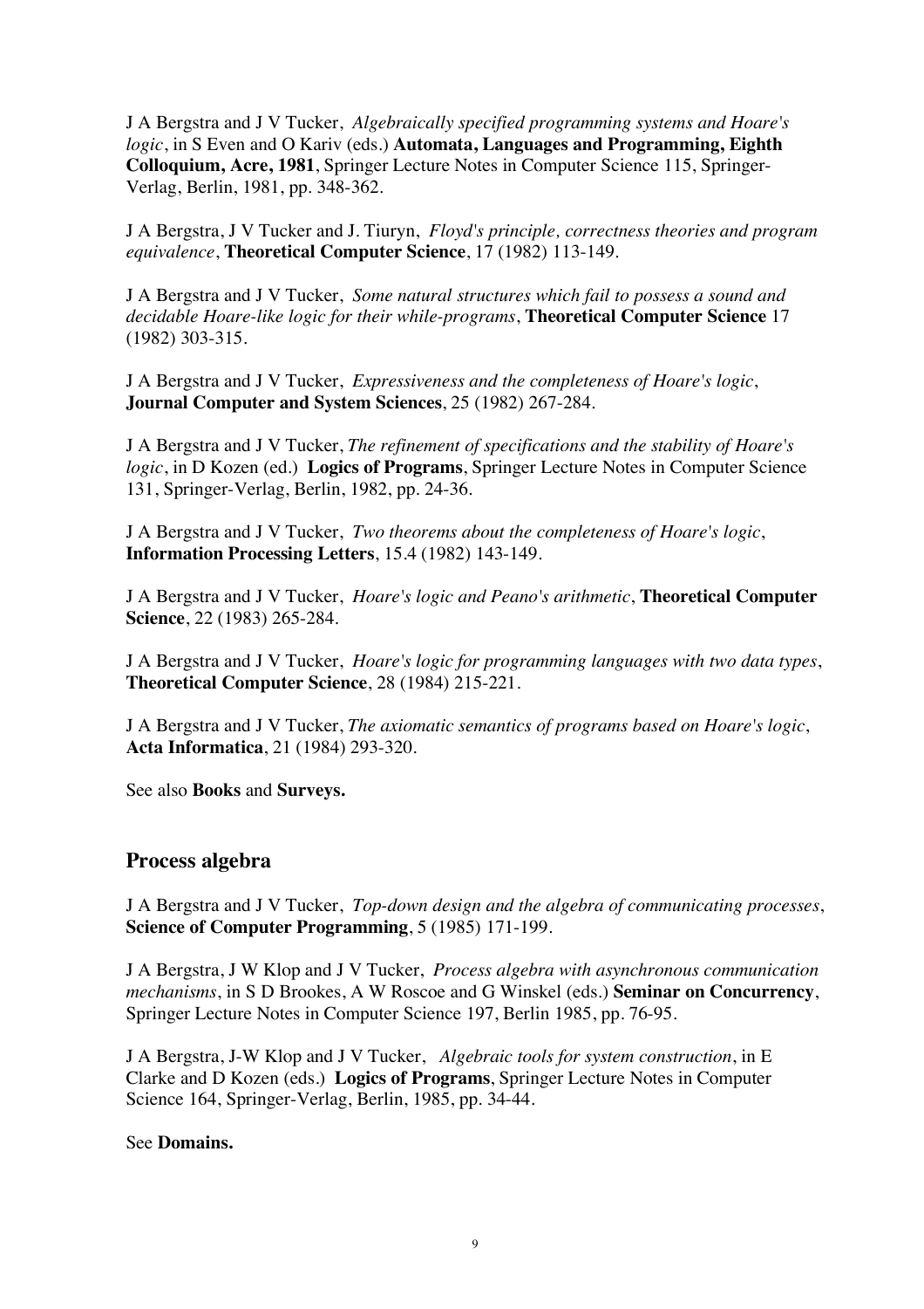J A Bergstra and J V Tucker, *Algebraically specified programming systems and Hoare's logic*, in S Even and O Kariv (eds.) **Automata, Languages and Programming, Eighth Colloquium, Acre, 1981**, Springer Lecture Notes in Computer Science 115, Springer-Verlag, Berlin, 1981, pp. 348-362.

J A Bergstra, J V Tucker and J. Tiuryn, *Floyd's principle, correctness theories and program equivalence*, **Theoretical Computer Science**, 17 (1982) 113-149.

J A Bergstra and J V Tucker, *Some natural structures which fail to possess a sound and decidable Hoare-like logic for their while-programs*, **Theoretical Computer Science** 17 (1982) 303-315.

J A Bergstra and J V Tucker, *Expressiveness and the completeness of Hoare's logic*, **Journal Computer and System Sciences**, 25 (1982) 267-284.

J A Bergstra and J V Tucker, *The refinement of specifications and the stability of Hoare's logic*, in D Kozen (ed.) **Logics of Programs**, Springer Lecture Notes in Computer Science 131, Springer-Verlag, Berlin, 1982, pp. 24-36.

J A Bergstra and J V Tucker, *Two theorems about the completeness of Hoare's logic*, **Information Processing Letters**, 15.4 (1982) 143-149.

J A Bergstra and J V Tucker, *Hoare's logic and Peano's arithmetic*, **Theoretical Computer Science**, 22 (1983) 265-284.

J A Bergstra and J V Tucker, *Hoare's logic for programming languages with two data types*, **Theoretical Computer Science**, 28 (1984) 215-221.

J A Bergstra and J V Tucker, *The axiomatic semantics of programs based on Hoare's logic*, **Acta Informatica**, 21 (1984) 293-320.

See also **Books** and **Surveys.**

## Process algebra

J A Bergstra and J V Tucker, *Top-down design and the algebra of communicating processes*, **Science of Computer Programming**, 5 (1985) 171-199.

J A Bergstra, J W Klop and J V Tucker, *Process algebra with asynchronous communication mechanisms*, in S D Brookes, A W Roscoe and G Winskel (eds.) **Seminar on Concurrency**, Springer Lecture Notes in Computer Science 197, Berlin 1985, pp. 76-95.

J A Bergstra, J-W Klop and J V Tucker, *Algebraic tools for system construction*, in E Clarke and D Kozen (eds.) **Logics of Programs**, Springer Lecture Notes in Computer Science 164, Springer-Verlag, Berlin, 1985, pp. 34-44.

See **Domains.**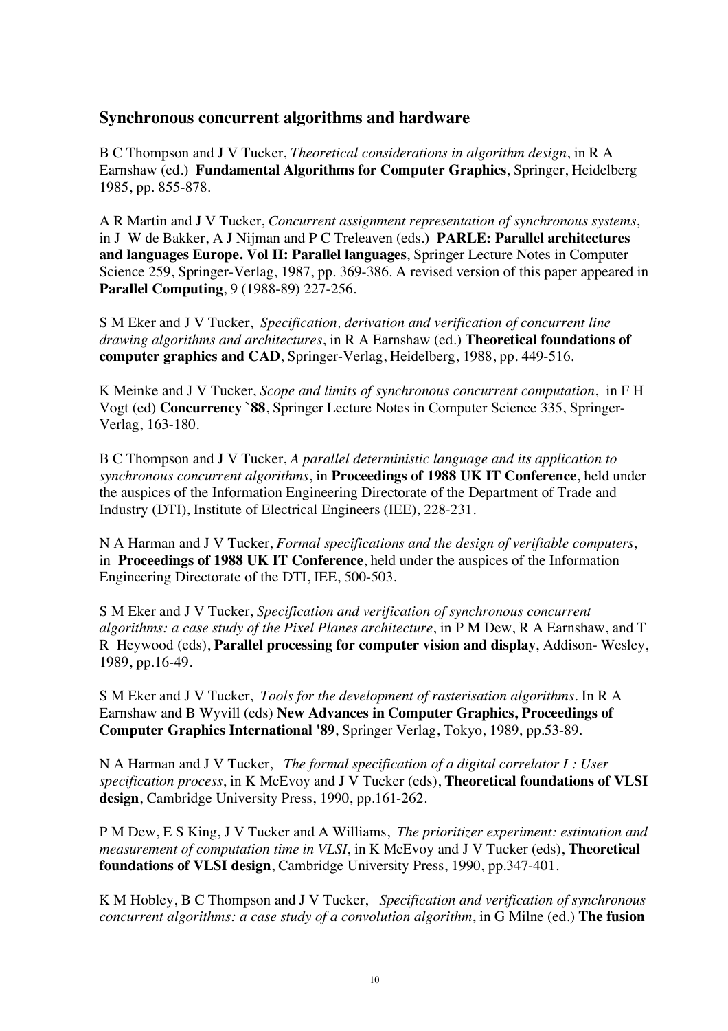## Synchronous concurrent algorithms and hardware

B C Thompson and J V Tucker, *Theoretical considerations in algorithm design*, in R A Earnshaw (ed.) **Fundamental Algorithms for Computer Graphics**, Springer, Heidelberg 1985, pp. 855-878.

A R Martin and J V Tucker, *Concurrent assignment representation of synchronous systems*, in J W de Bakker, A J Nijman and P C Treleaven (eds.) **PARLE: Parallel architectures and languages Europe. Vol II: Parallel languages**, Springer Lecture Notes in Computer Science 259, Springer-Verlag, 1987, pp. 369-386. A revised version of this paper appeared in **Parallel Computing**, 9 (1988-89) 227-256.

S M Eker and J V Tucker, *Specification, derivation and verification of concurrent line drawing algorithms and architectures*, in R A Earnshaw (ed.) **Theoretical foundations of computer graphics and CAD**, Springer-Verlag, Heidelberg, 1988, pp. 449-516.

K Meinke and J V Tucker, *Scope and limits of synchronous concurrent computation*, in F H Vogt (ed) **Concurrency `88**, Springer Lecture Notes in Computer Science 335, Springer-Verlag, 163-180.

B C Thompson and J V Tucker, *A parallel deterministic language and its application to synchronous concurrent algorithms*, in **Proceedings of 1988 UK IT Conference**, held under the auspices of the Information Engineering Directorate of the Department of Trade and Industry (DTI), Institute of Electrical Engineers (IEE), 228-231.

N A Harman and J V Tucker, *Formal specifications and the design of verifiable computers*, in **Proceedings of 1988 UK IT Conference**, held under the auspices of the Information Engineering Directorate of the DTI, IEE, 500-503.

S M Eker and J V Tucker, *Specification and verification of synchronous concurrent algorithms: a case study of the Pixel Planes architecture*, in P M Dew, R A Earnshaw, and T R Heywood (eds), **Parallel processing for computer vision and display**, Addison- Wesley, 1989, pp.16-49.

S M Eker and J V Tucker, *Tools for the development of rasterisation algorithms*. In R A Earnshaw and B Wyvill (eds) **New Advances in Computer Graphics, Proceedings of Computer Graphics International '89**, Springer Verlag, Tokyo, 1989, pp.53-89.

N A Harman and J V Tucker, *The formal specification of a digital correlator I : User specification process*, in K McEvoy and J V Tucker (eds), **Theoretical foundations of VLSI design**, Cambridge University Press, 1990, pp.161-262.

P M Dew, E S King, J V Tucker and A Williams, *The prioritizer experiment: estimation and measurement of computation time in VLSI*, in K McEvoy and J V Tucker (eds), **Theoretical foundations of VLSI design**, Cambridge University Press, 1990, pp.347-401.

K M Hobley, B C Thompson and J V Tucker, *Specification and verification of synchronous concurrent algorithms: a case study of a convolution algorithm*, in G Milne (ed.) **The fusion**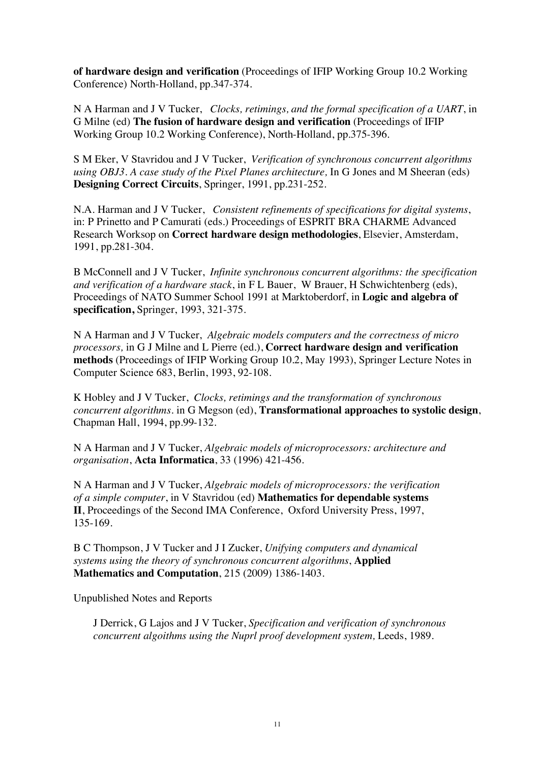**of hardware design and verification** (Proceedings of IFIP Working Group 10.2 Working Conference) North-Holland, pp.347-374.

N A Harman and J V Tucker, *Clocks, retimings, and the formal specification of a UART*, in G Milne (ed) **The fusion of hardware design and verification** (Proceedings of IFIP Working Group 10.2 Working Conference), North-Holland, pp.375-396.

S M Eker, V Stavridou and J V Tucker, *Verification of synchronous concurrent algorithms using OBJ3. A case study of the Pixel Planes architecture,* In G Jones and M Sheeran (eds) **Designing Correct Circuits**, Springer, 1991, pp.231-252.

N.A. Harman and J V Tucker, *Consistent refinements of specifications for digital systems*, in: P Prinetto and P Camurati (eds.) Proceedings of ESPRIT BRA CHARME Advanced Research Worksop on **Correct hardware design methodologies**, Elsevier, Amsterdam, 1991, pp.281-304.

B McConnell and J V Tucker, *Infinite synchronous concurrent algorithms: the specification and verification of a hardware stack*, in F L Bauer, W Brauer, H Schwichtenberg (eds), Proceedings of NATO Summer School 1991 at Marktoberdorf, in **Logic and algebra of specification,** Springer, 1993, 321-375.

N A Harman and J V Tucker, *Algebraic models computers and the correctness of micro processors,* in G J Milne and L Pierre (ed.), **Correct hardware design and verification methods** (Proceedings of IFIP Working Group 10.2, May 1993), Springer Lecture Notes in Computer Science 683, Berlin, 1993, 92-108.

K Hobley and J V Tucker, *Clocks, retimings and the transformation of synchronous concurrent algorithms*. in G Megson (ed), **Transformational approaches to systolic design**, Chapman Hall, 1994, pp.99-132.

N A Harman and J V Tucker, *Algebraic models of microprocessors: architecture and organisation*, **Acta Informatica**, 33 (1996) 421-456.

N A Harman and J V Tucker, *Algebraic models of microprocessors: the verification of a simple computer*, in V Stavridou (ed) **Mathematics for dependable systems II**, Proceedings of the Second IMA Conference, Oxford University Press, 1997, 135-169.

B C Thompson, J V Tucker and J I Zucker, *Unifying computers and dynamical systems using the theory of synchronous concurrent algorithms*, **Applied Mathematics and Computation**, 215 (2009) 1386-1403.

Unpublished Notes and Reports

J Derrick, G Lajos and J V Tucker, *Specification and verification of synchronous concurrent algoithms using the Nuprl proof development system,* Leeds, 1989.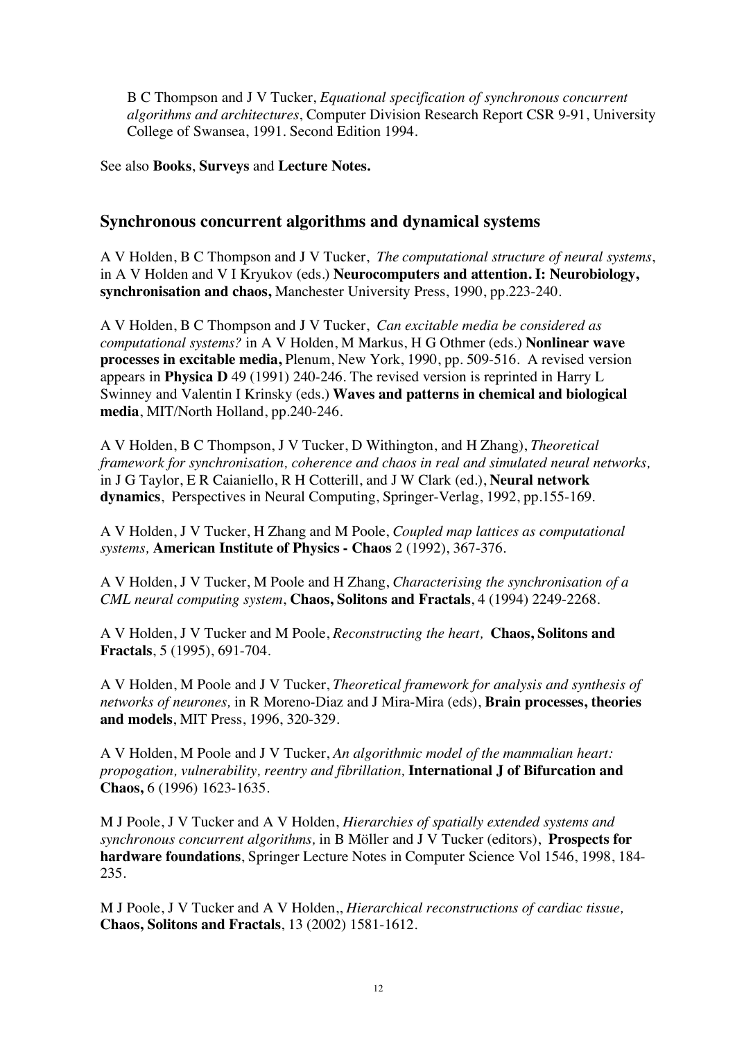B C Thompson and J V Tucker, *Equational specification of synchronous concurrent algorithms and architectures*, Computer Division Research Report CSR 9-91, University College of Swansea, 1991. Second Edition 1994.

See also **Books**, **Surveys** and **Lecture Notes.**

## Synchronous concurrent algorithms and dynamical systems

A V Holden, B C Thompson and J V Tucker, *The computational structure of neural systems*, in A V Holden and V I Kryukov (eds.) **Neurocomputers and attention. I: Neurobiology, synchronisation and chaos,** Manchester University Press, 1990, pp.223-240.

A V Holden, B C Thompson and J V Tucker, *Can excitable media be considered as computational systems?* in A V Holden, M Markus, H G Othmer (eds.) **Nonlinear wave processes in excitable media,** Plenum, New York, 1990, pp. 509-516. A revised version appears in **Physica D** 49 (1991) 240-246. The revised version is reprinted in Harry L Swinney and Valentin I Krinsky (eds.) **Waves and patterns in chemical and biological media**, MIT/North Holland, pp.240-246.

A V Holden, B C Thompson, J V Tucker, D Withington, and H Zhang), *Theoretical framework for synchronisation, coherence and chaos in real and simulated neural networks,* in J G Taylor, E R Caianiello, R H Cotterill, and J W Clark (ed.), **Neural network dynamics**, Perspectives in Neural Computing, Springer-Verlag, 1992, pp.155-169.

A V Holden, J V Tucker, H Zhang and M Poole, *Coupled map lattices as computational systems,* **American Institute of Physics - Chaos** 2 (1992), 367-376.

A V Holden, J V Tucker, M Poole and H Zhang, *Characterising the synchronisation of a CML neural computing system*, **Chaos, Solitons and Fractals**, 4 (1994) 2249-2268.

A V Holden, J V Tucker and M Poole, *Reconstructing the heart,* **Chaos, Solitons and Fractals**, 5 (1995), 691-704.

A V Holden, M Poole and J V Tucker, *Theoretical framework for analysis and synthesis of networks of neurones,* in R Moreno-Diaz and J Mira-Mira (eds), **Brain processes, theories and models**, MIT Press, 1996, 320-329.

A V Holden, M Poole and J V Tucker, *An algorithmic model of the mammalian heart: propogation, vulnerability, reentry and fibrillation,* **International J of Bifurcation and Chaos,** 6 (1996) 1623-1635.

M J Poole, J V Tucker and A V Holden, *Hierarchies of spatially extended systems and synchronous concurrent algorithms,* in B Möller and J V Tucker (editors), **Prospects for hardware foundations**, Springer Lecture Notes in Computer Science Vol 1546, 1998, 184-235.

M J Poole, J V Tucker and A V Holden,, *Hierarchical reconstructions of cardiac tissue,* **Chaos, Solitons and Fractals**, 13 (2002) 1581-1612.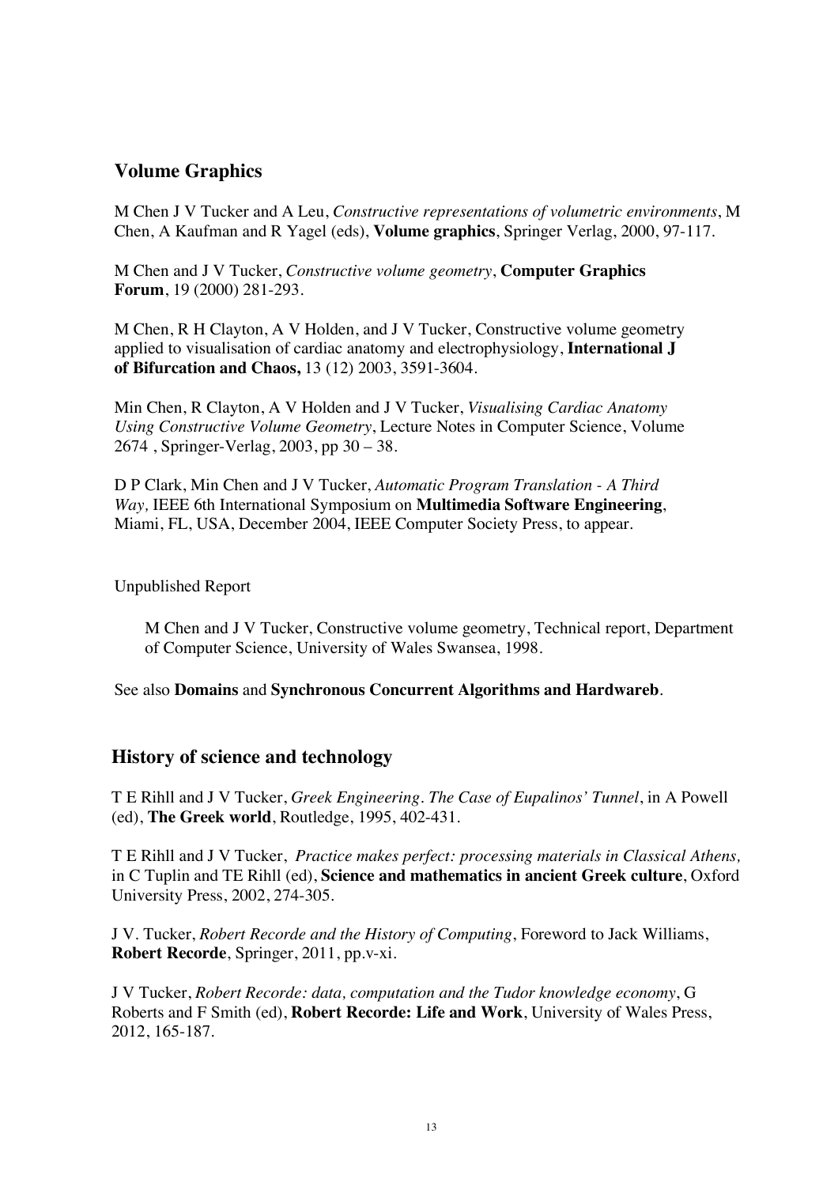## Volume Graphics

M Chen J V Tucker and A Leu, *Constructive representations of volumetric environments*, M Chen, A Kaufman and R Yagel (eds), **Volume graphics**, Springer Verlag, 2000, 97-117.

M Chen and J V Tucker, *Constructive volume geometry*, **Computer Graphics Forum**, 19 (2000) 281-293.

M Chen, R H Clayton, A V Holden, and J V Tucker, Constructive volume geometry applied to visualisation of cardiac anatomy and electrophysiology, **International J of Bifurcation and Chaos,** 13 (12) 2003, 3591-3604.

Min Chen, R Clayton, A V Holden and J V Tucker, *Visualising Cardiac Anatomy Using Constructive Volume Geometry*, Lecture Notes in Computer Science, Volume 2674 , Springer-Verlag, 2003, pp 30 – 38.

D P Clark, Min Chen and J V Tucker, *Automatic Program Translation - A Third Way,* IEEE 6th International Symposium on **Multimedia Software Engineering**, Miami, FL, USA, December 2004, IEEE Computer Society Press, to appear.

Unpublished Report

M Chen and J V Tucker, Constructive volume geometry, Technical report, Department of Computer Science, University of Wales Swansea, 1998.

See also **Domains** and **Synchronous Concurrent Algorithms and Hardwareb**.

## History of science and technology

T E Rihll and J V Tucker, *Greek Engineering. The Case of Eupalinos' Tunnel*, in A Powell (ed), **The Greek world**, Routledge, 1995, 402-431.

T E Rihll and J V Tucker, *Practice makes perfect: processing materials in Classical Athens,* in C Tuplin and TE Rihll (ed), **Science and mathematics in ancient Greek culture**, Oxford University Press, 2002, 274-305.

J V. Tucker, *Robert Recorde and the History of Computing*, Foreword to Jack Williams, **Robert Recorde**, Springer, 2011, pp.v-xi.

J V Tucker, *Robert Recorde: data, computation and the Tudor knowledge economy*, G Roberts and F Smith (ed), **Robert Recorde: Life and Work**, University of Wales Press, 2012, 165-187.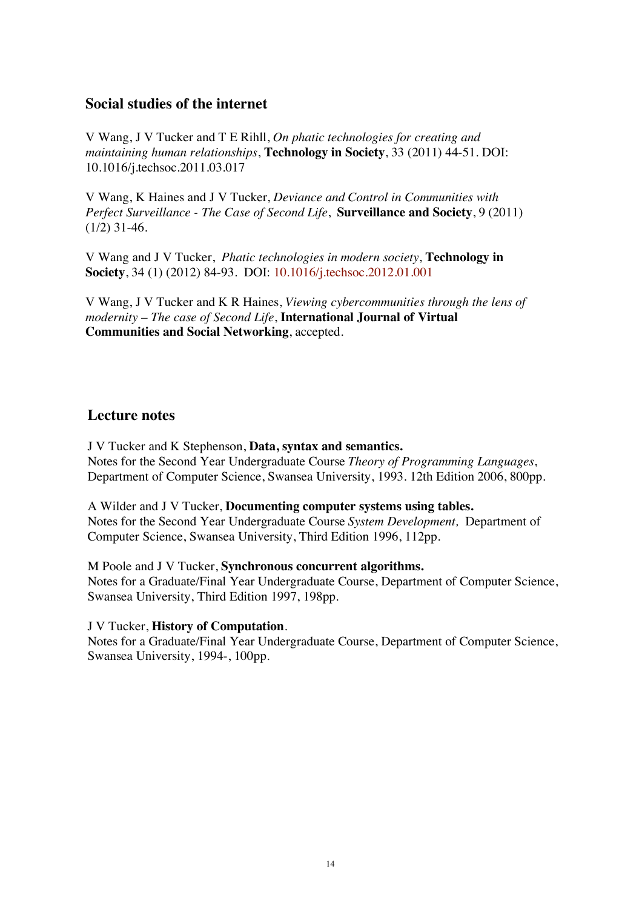## Social studies of the internet

V Wang, J V Tucker and T E Rihll, *On phatic technologies for creating and maintaining human relationships*, **Technology in Society**, 33 (2011) 44-51. DOI: 10.1016/j.techsoc.2011.03.017

V Wang, K Haines and J V Tucker, *Deviance and Control in Communities with Perfect Surveillance - The Case of Second Life*, **Surveillance and Society**, 9 (2011) (1/2) 31-46.

V Wang and J V Tucker, *Phatic technologies in modern society*, **Technology in Society**, 34 (1) (2012) 84-93. DOI: 10.1016/j.techsoc.2012.01.001

V Wang, J V Tucker and K R Haines, *Viewing cybercommunities through the lens of modernity – The case of Second Life*, **International Journal of Virtual Communities and Social Networking**, accepted.

## Lecture notes

J V Tucker and K Stephenson, **Data, syntax and semantics.**
Notes for the Second Year Undergraduate Course *Theory of Programming Languages*, Department of Computer Science, Swansea University, 1993. 12th Edition 2006, 800pp.

A Wilder and J V Tucker, **Documenting computer systems using tables.**
Notes for the Second Year Undergraduate Course *System Development,* Department of Computer Science, Swansea University, Third Edition 1996, 112pp.

M Poole and J V Tucker, **Synchronous concurrent algorithms.**
Notes for a Graduate/Final Year Undergraduate Course, Department of Computer Science, Swansea University, Third Edition 1997, 198pp.

J V Tucker, **History of Computation**.
Notes for a Graduate/Final Year Undergraduate Course, Department of Computer Science, Swansea University, 1994-, 100pp.